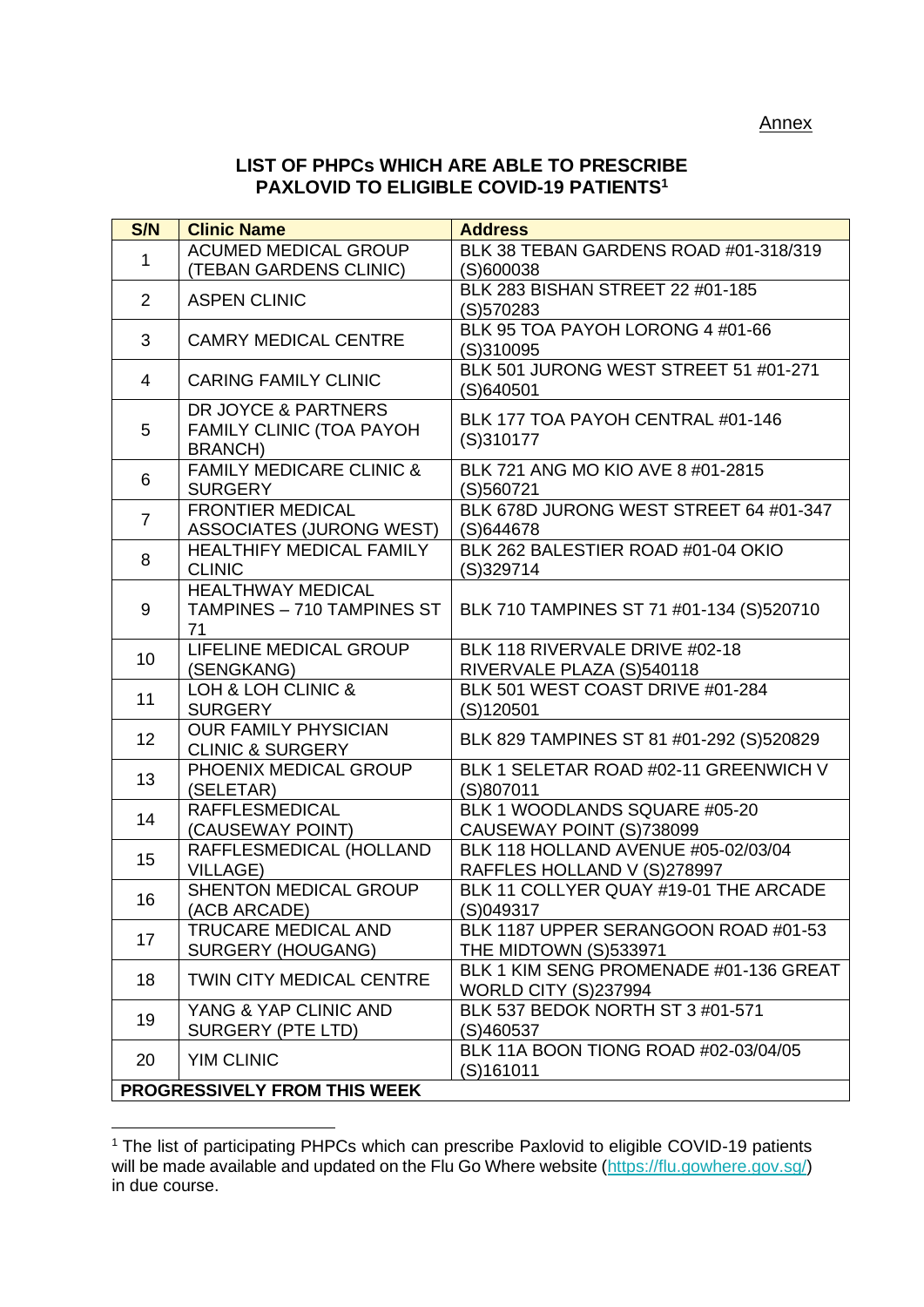<u>Annex</u>

## LIST OF PHPCs WHICH ARE ABLE TO PRESCRIBE PAXLOVID TO ELIGIBLE COVID-19 PATIENTS[1]

| S/N | Clinic Name | Address |
|---|---|---|
| 1 | ACUMED MEDICAL GROUP (TEBAN GARDENS CLINIC) | BLK 38 TEBAN GARDENS ROAD #01-318/319 (S)600038 |
| 2 | ASPEN CLINIC | BLK 283 BISHAN STREET 22 #01-185 (S)570283 |
| 3 | CAMRY MEDICAL CENTRE | BLK 95 TOA PAYOH LORONG 4 #01-66 (S)310095 |
| 4 | CARING FAMILY CLINIC | BLK 501 JURONG WEST STREET 51 #01-271 (S)640501 |
| 5 | DR JOYCE & PARTNERS FAMILY CLINIC (TOA PAYOH BRANCH) | BLK 177 TOA PAYOH CENTRAL #01-146 (S)310177 |
| 6 | FAMILY MEDICARE CLINIC & SURGERY | BLK 721 ANG MO KIO AVE 8 #01-2815 (S)560721 |
| 7 | FRONTIER MEDICAL ASSOCIATES (JURONG WEST) | BLK 678D JURONG WEST STREET 64 #01-347 (S)644678 |
| 8 | HEALTHIFY MEDICAL FAMILY CLINIC | BLK 262 BALESTIER ROAD #01-04 OKIO (S)329714 |
| 9 | HEALTHWAY MEDICAL TAMPINES – 710 TAMPINES ST 71 | BLK 710 TAMPINES ST 71 #01-134 (S)520710 |
| 10 | LIFELINE MEDICAL GROUP (SENGKANG) | BLK 118 RIVERVALE DRIVE #02-18 RIVERVALE PLAZA (S)540118 |
| 11 | LOH & LOH CLINIC & SURGERY | BLK 501 WEST COAST DRIVE #01-284 (S)120501 |
| 12 | OUR FAMILY PHYSICIAN CLINIC & SURGERY | BLK 829 TAMPINES ST 81 #01-292 (S)520829 |
| 13 | PHOENIX MEDICAL GROUP (SELETAR) | BLK 1 SELETAR ROAD #02-11 GREENWICH V (S)807011 |
| 14 | RAFFLESMEDICAL (CAUSEWAY POINT) | BLK 1 WOODLANDS SQUARE #05-20 CAUSEWAY POINT (S)738099 |
| 15 | RAFFLESMEDICAL (HOLLAND VILLAGE) | BLK 118 HOLLAND AVENUE #05-02/03/04 RAFFLES HOLLAND V (S)278997 |
| 16 | SHENTON MEDICAL GROUP (ACB ARCADE) | BLK 11 COLLYER QUAY #19-01 THE ARCADE (S)049317 |
| 17 | TRUCARE MEDICAL AND SURGERY (HOUGANG) | BLK 1187 UPPER SERANGOON ROAD #01-53 THE MIDTOWN (S)533971 |
| 18 | TWIN CITY MEDICAL CENTRE | BLK 1 KIM SENG PROMENADE #01-136 GREAT WORLD CITY (S)237994 |
| 19 | YANG & YAP CLINIC AND SURGERY (PTE LTD) | BLK 537 BEDOK NORTH ST 3 #01-571 (S)460537 |
| 20 | YIM CLINIC | BLK 11A BOON TIONG ROAD #02-03/04/05 (S)161011 |
| **PROGRESSIVELY FROM THIS WEEK** | | |

[1] The list of participating PHPCs which can prescribe Paxlovid to eligible COVID-19 patients will be made available and updated on the Flu Go Where website (https://flu.gowhere.gov.sg/) in due course.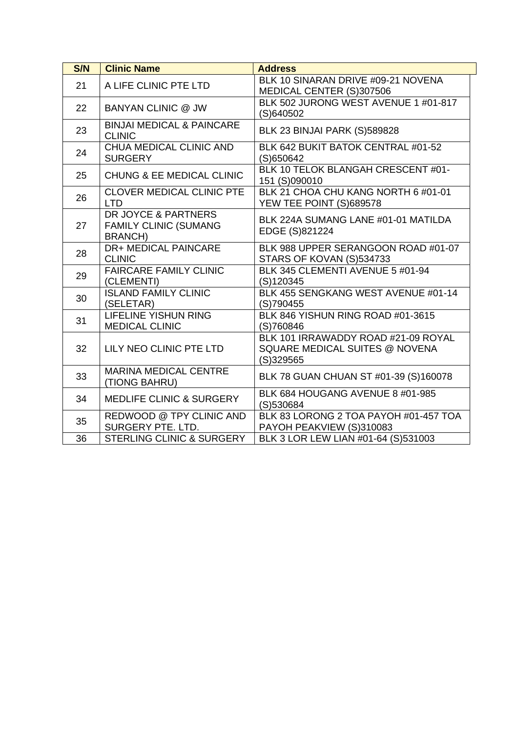| S/N | Clinic Name | Address |
|---|---|---|
| 21 | A LIFE CLINIC PTE LTD | BLK 10 SINARAN DRIVE #09-21 NOVENA MEDICAL CENTER (S)307506 |
| 22 | BANYAN CLINIC @ JW | BLK 502 JURONG WEST AVENUE 1 #01-817 (S)640502 |
| 23 | BINJAI MEDICAL & PAINCARE CLINIC | BLK 23 BINJAI PARK (S)589828 |
| 24 | CHUA MEDICAL CLINIC AND SURGERY | BLK 642 BUKIT BATOK CENTRAL #01-52 (S)650642 |
| 25 | CHUNG & EE MEDICAL CLINIC | BLK 10 TELOK BLANGAH CRESCENT #01-151 (S)090010 |
| 26 | CLOVER MEDICAL CLINIC PTE LTD | BLK 21 CHOA CHU KANG NORTH 6 #01-01 YEW TEE POINT (S)689578 |
| 27 | DR JOYCE & PARTNERS FAMILY CLINIC (SUMANG BRANCH) | BLK 224A SUMANG LANE #01-01 MATILDA EDGE (S)821224 |
| 28 | DR+ MEDICAL PAINCARE CLINIC | BLK 988 UPPER SERANGOON ROAD #01-07 STARS OF KOVAN (S)534733 |
| 29 | FAIRCARE FAMILY CLINIC (CLEMENTI) | BLK 345 CLEMENTI AVENUE 5 #01-94 (S)120345 |
| 30 | ISLAND FAMILY CLINIC (SELETAR) | BLK 455 SENGKANG WEST AVENUE #01-14 (S)790455 |
| 31 | LIFELINE YISHUN RING MEDICAL CLINIC | BLK 846 YISHUN RING ROAD #01-3615 (S)760846 |
| 32 | LILY NEO CLINIC PTE LTD | BLK 101 IRRAWADDY ROAD #21-09 ROYAL SQUARE MEDICAL SUITES @ NOVENA (S)329565 |
| 33 | MARINA MEDICAL CENTRE (TIONG BAHRU) | BLK 78 GUAN CHUAN ST #01-39 (S)160078 |
| 34 | MEDLIFE CLINIC & SURGERY | BLK 684 HOUGANG AVENUE 8 #01-985 (S)530684 |
| 35 | REDWOOD @ TPY CLINIC AND SURGERY PTE. LTD. | BLK 83 LORONG 2 TOA PAYOH #01-457 TOA PAYOH PEAKVIEW (S)310083 |
| 36 | STERLING CLINIC & SURGERY | BLK 3 LOR LEW LIAN #01-64 (S)531003 |